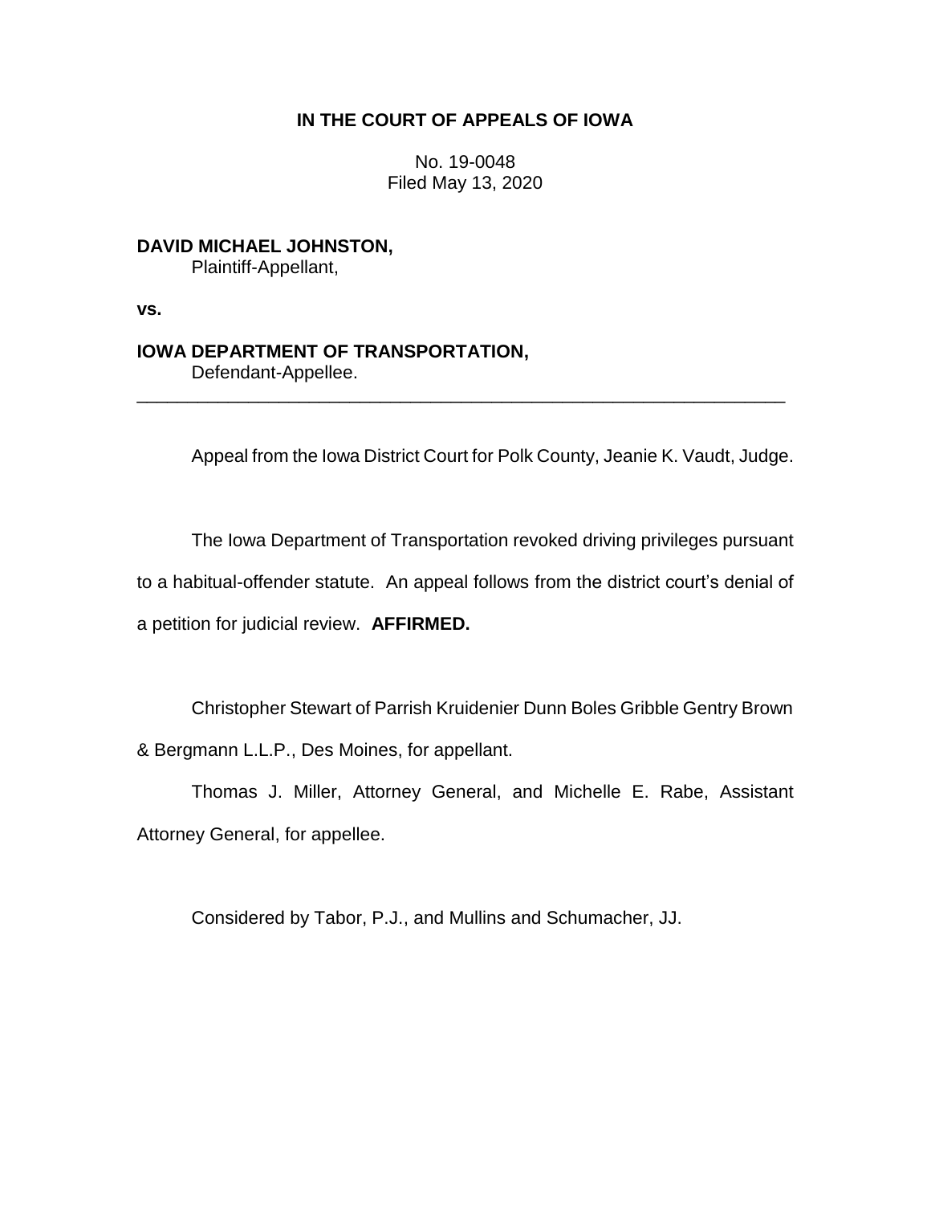**IN THE COURT OF APPEALS OF IOWA**

No. 19-0048
Filed May 13, 2020

**DAVID MICHAEL JOHNSTON,**
Plaintiff-Appellant,

**vs.**

**IOWA DEPARTMENT OF TRANSPORTATION,**
Defendant-Appellee.

---

Appeal from the Iowa District Court for Polk County, Jeanie K. Vaudt, Judge.

The Iowa Department of Transportation revoked driving privileges pursuant to a habitual-offender statute. An appeal follows from the district court's denial of a petition for judicial review. **AFFIRMED.**

Christopher Stewart of Parrish Kruidenier Dunn Boles Gribble Gentry Brown & Bergmann L.L.P., Des Moines, for appellant.

Thomas J. Miller, Attorney General, and Michelle E. Rabe, Assistant Attorney General, for appellee.

Considered by Tabor, P.J., and Mullins and Schumacher, JJ.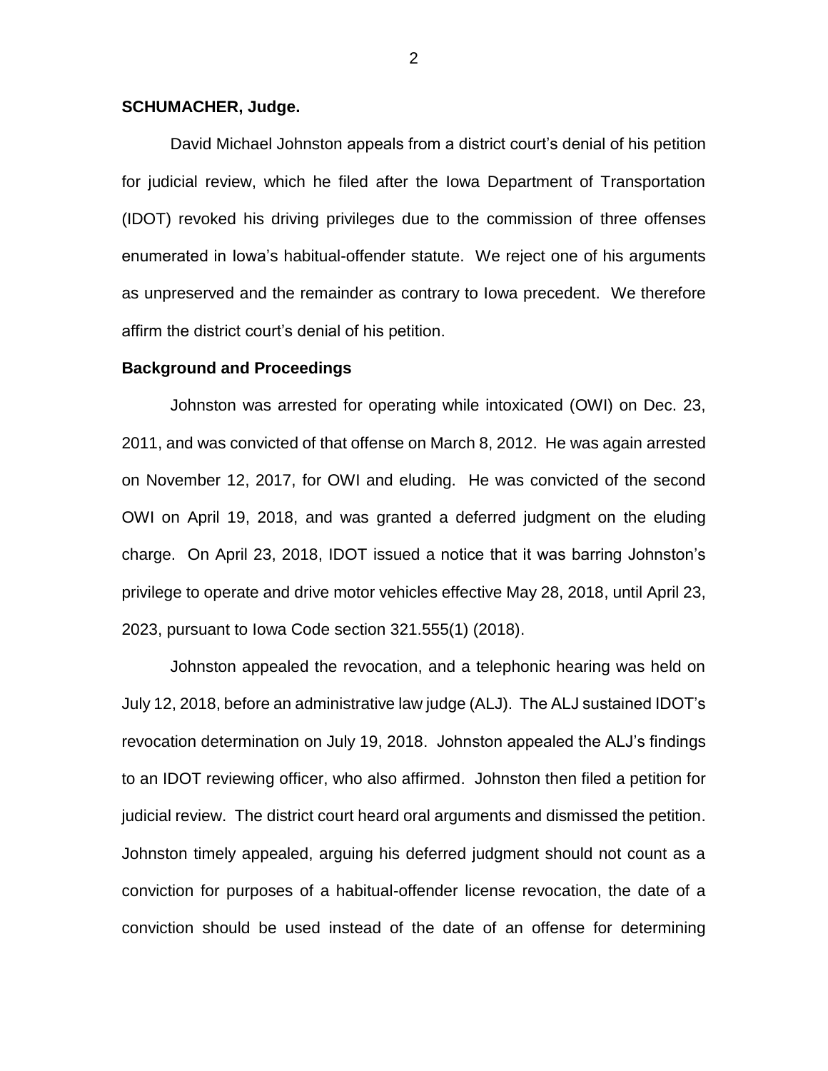**SCHUMACHER, Judge.**

David Michael Johnston appeals from a district court's denial of his petition for judicial review, which he filed after the Iowa Department of Transportation (IDOT) revoked his driving privileges due to the commission of three offenses enumerated in Iowa's habitual-offender statute. We reject one of his arguments as unpreserved and the remainder as contrary to Iowa precedent. We therefore affirm the district court's denial of his petition.

**Background and Proceedings**

Johnston was arrested for operating while intoxicated (OWI) on Dec. 23, 2011, and was convicted of that offense on March 8, 2012. He was again arrested on November 12, 2017, for OWI and eluding. He was convicted of the second OWI on April 19, 2018, and was granted a deferred judgment on the eluding charge. On April 23, 2018, IDOT issued a notice that it was barring Johnston's privilege to operate and drive motor vehicles effective May 28, 2018, until April 23, 2023, pursuant to Iowa Code section 321.555(1) (2018).

Johnston appealed the revocation, and a telephonic hearing was held on July 12, 2018, before an administrative law judge (ALJ). The ALJ sustained IDOT's revocation determination on July 19, 2018. Johnston appealed the ALJ's findings to an IDOT reviewing officer, who also affirmed. Johnston then filed a petition for judicial review. The district court heard oral arguments and dismissed the petition. Johnston timely appealed, arguing his deferred judgment should not count as a conviction for purposes of a habitual-offender license revocation, the date of a conviction should be used instead of the date of an offense for determining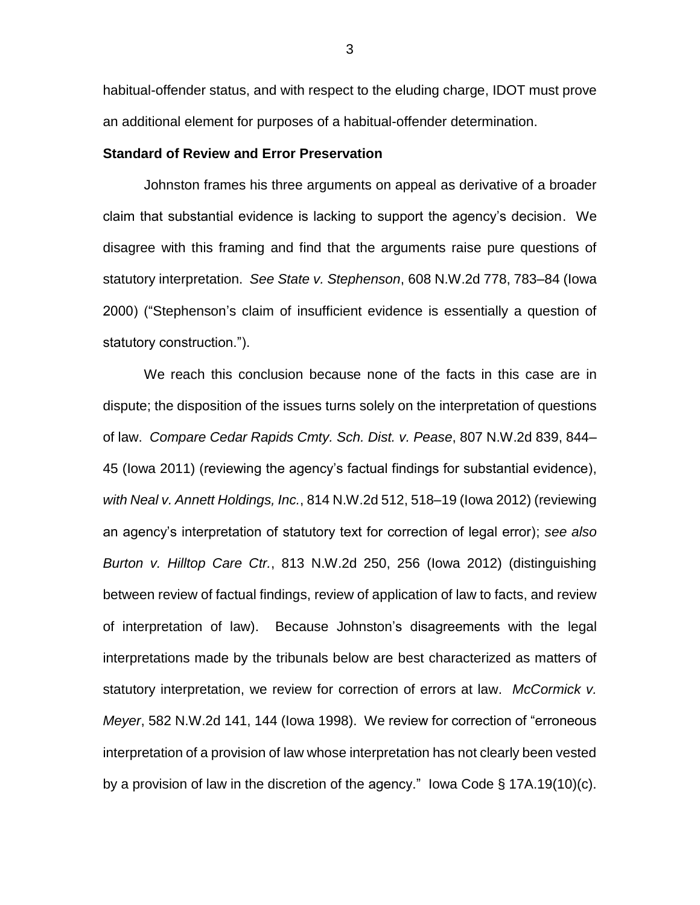habitual-offender status, and with respect to the eluding charge, IDOT must prove an additional element for purposes of a habitual-offender determination.

**Standard of Review and Error Preservation**

Johnston frames his three arguments on appeal as derivative of a broader claim that substantial evidence is lacking to support the agency's decision. We disagree with this framing and find that the arguments raise pure questions of statutory interpretation. *See State v. Stephenson*, 608 N.W.2d 778, 783–84 (Iowa 2000) ("Stephenson's claim of insufficient evidence is essentially a question of statutory construction.").

We reach this conclusion because none of the facts in this case are in dispute; the disposition of the issues turns solely on the interpretation of questions of law. *Compare Cedar Rapids Cmty. Sch. Dist. v. Pease*, 807 N.W.2d 839, 844–45 (Iowa 2011) (reviewing the agency's factual findings for substantial evidence), *with Neal v. Annett Holdings, Inc.*, 814 N.W.2d 512, 518–19 (Iowa 2012) (reviewing an agency's interpretation of statutory text for correction of legal error); *see also Burton v. Hilltop Care Ctr.*, 813 N.W.2d 250, 256 (Iowa 2012) (distinguishing between review of factual findings, review of application of law to facts, and review of interpretation of law). Because Johnston's disagreements with the legal interpretations made by the tribunals below are best characterized as matters of statutory interpretation, we review for correction of errors at law. *McCormick v. Meyer*, 582 N.W.2d 141, 144 (Iowa 1998). We review for correction of "erroneous interpretation of a provision of law whose interpretation has not clearly been vested by a provision of law in the discretion of the agency." Iowa Code § 17A.19(10)(c).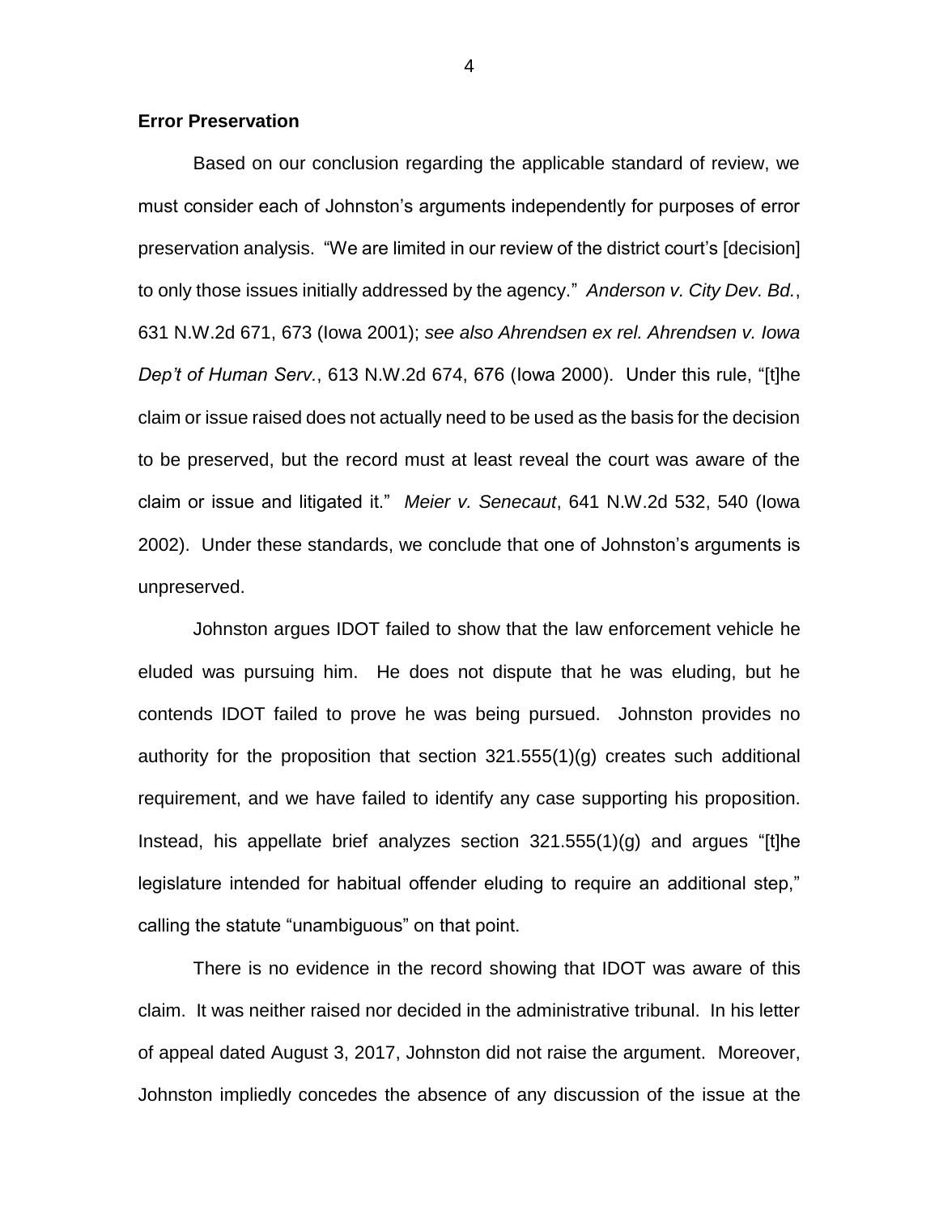**Error Preservation**

Based on our conclusion regarding the applicable standard of review, we must consider each of Johnston's arguments independently for purposes of error preservation analysis. "We are limited in our review of the district court's [decision] to only those issues initially addressed by the agency." *Anderson v. City Dev. Bd.*, 631 N.W.2d 671, 673 (Iowa 2001); *see also Ahrendsen ex rel. Ahrendsen v. Iowa Dep't of Human Serv.*, 613 N.W.2d 674, 676 (Iowa 2000). Under this rule, "[t]he claim or issue raised does not actually need to be used as the basis for the decision to be preserved, but the record must at least reveal the court was aware of the claim or issue and litigated it." *Meier v. Senecaut*, 641 N.W.2d 532, 540 (Iowa 2002). Under these standards, we conclude that one of Johnston's arguments is unpreserved.

Johnston argues IDOT failed to show that the law enforcement vehicle he eluded was pursuing him. He does not dispute that he was eluding, but he contends IDOT failed to prove he was being pursued. Johnston provides no authority for the proposition that section 321.555(1)(g) creates such additional requirement, and we have failed to identify any case supporting his proposition. Instead, his appellate brief analyzes section 321.555(1)(g) and argues "[t]he legislature intended for habitual offender eluding to require an additional step," calling the statute "unambiguous" on that point.

There is no evidence in the record showing that IDOT was aware of this claim. It was neither raised nor decided in the administrative tribunal. In his letter of appeal dated August 3, 2017, Johnston did not raise the argument. Moreover, Johnston impliedly concedes the absence of any discussion of the issue at the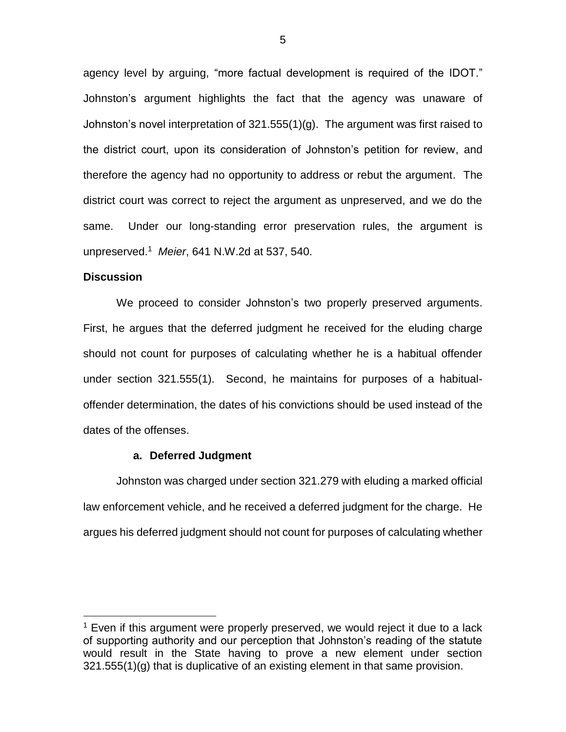agency level by arguing, "more factual development is required of the IDOT." Johnston's argument highlights the fact that the agency was unaware of Johnston's novel interpretation of 321.555(1)(g). The argument was first raised to the district court, upon its consideration of Johnston's petition for review, and therefore the agency had no opportunity to address or rebut the argument. The district court was correct to reject the argument as unpreserved, and we do the same. Under our long-standing error preservation rules, the argument is unpreserved.[1] *Meier*, 641 N.W.2d at 537, 540.

**Discussion**

We proceed to consider Johnston's two properly preserved arguments. First, he argues that the deferred judgment he received for the eluding charge should not count for purposes of calculating whether he is a habitual offender under section 321.555(1). Second, he maintains for purposes of a habitual-offender determination, the dates of his convictions should be used instead of the dates of the offenses.

**a. Deferred Judgment**

Johnston was charged under section 321.279 with eluding a marked official law enforcement vehicle, and he received a deferred judgment for the charge. He argues his deferred judgment should not count for purposes of calculating whether

[1] Even if this argument were properly preserved, we would reject it due to a lack of supporting authority and our perception that Johnston's reading of the statute would result in the State having to prove a new element under section 321.555(1)(g) that is duplicative of an existing element in that same provision.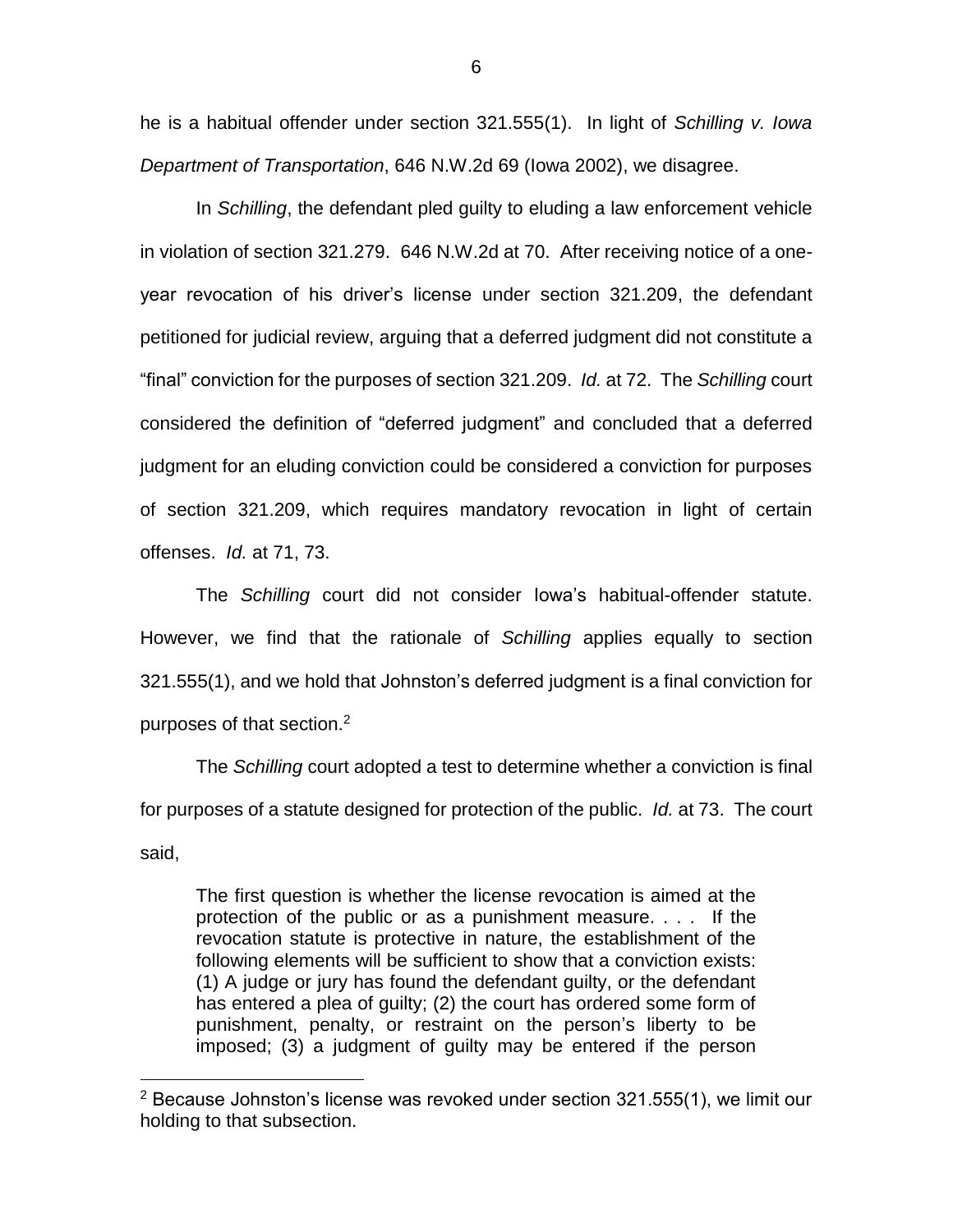he is a habitual offender under section 321.555(1). In light of *Schilling v. Iowa Department of Transportation*, 646 N.W.2d 69 (Iowa 2002), we disagree.

In *Schilling*, the defendant pled guilty to eluding a law enforcement vehicle in violation of section 321.279. 646 N.W.2d at 70. After receiving notice of a one-year revocation of his driver's license under section 321.209, the defendant petitioned for judicial review, arguing that a deferred judgment did not constitute a "final" conviction for the purposes of section 321.209. *Id.* at 72. The *Schilling* court considered the definition of "deferred judgment" and concluded that a deferred judgment for an eluding conviction could be considered a conviction for purposes of section 321.209, which requires mandatory revocation in light of certain offenses. *Id.* at 71, 73.

The *Schilling* court did not consider Iowa's habitual-offender statute. However, we find that the rationale of *Schilling* applies equally to section 321.555(1), and we hold that Johnston's deferred judgment is a final conviction for purposes of that section.[2]

The *Schilling* court adopted a test to determine whether a conviction is final for purposes of a statute designed for protection of the public. *Id.* at 73. The court said,

> The first question is whether the license revocation is aimed at the protection of the public or as a punishment measure. . . . If the revocation statute is protective in nature, the establishment of the following elements will be sufficient to show that a conviction exists: (1) A judge or jury has found the defendant guilty, or the defendant has entered a plea of guilty; (2) the court has ordered some form of punishment, penalty, or restraint on the person's liberty to be imposed; (3) a judgment of guilty may be entered if the person

[2] Because Johnston's license was revoked under section 321.555(1), we limit our holding to that subsection.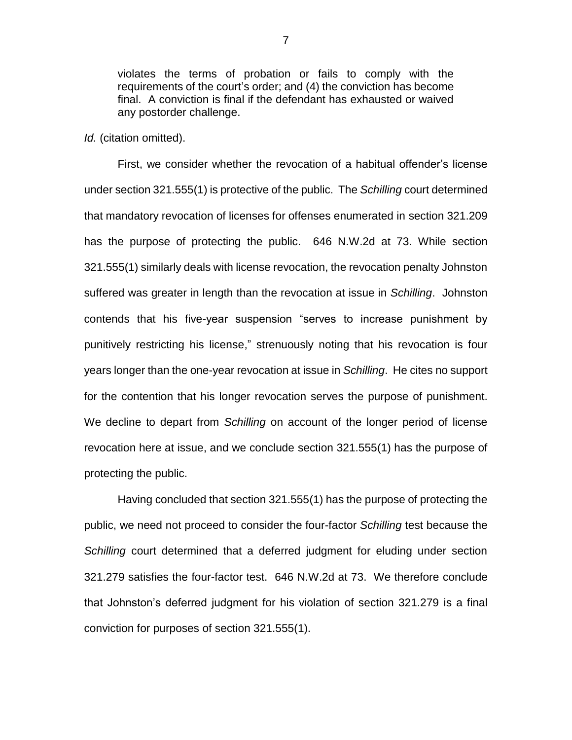> violates the terms of probation or fails to comply with the requirements of the court's order; and (4) the conviction has become final. A conviction is final if the defendant has exhausted or waived any postorder challenge.

*Id.* (citation omitted).

First, we consider whether the revocation of a habitual offender's license under section 321.555(1) is protective of the public. The *Schilling* court determined that mandatory revocation of licenses for offenses enumerated in section 321.209 has the purpose of protecting the public. 646 N.W.2d at 73. While section 321.555(1) similarly deals with license revocation, the revocation penalty Johnston suffered was greater in length than the revocation at issue in *Schilling*. Johnston contends that his five-year suspension "serves to increase punishment by punitively restricting his license," strenuously noting that his revocation is four years longer than the one-year revocation at issue in *Schilling*. He cites no support for the contention that his longer revocation serves the purpose of punishment. We decline to depart from *Schilling* on account of the longer period of license revocation here at issue, and we conclude section 321.555(1) has the purpose of protecting the public.

Having concluded that section 321.555(1) has the purpose of protecting the public, we need not proceed to consider the four-factor *Schilling* test because the *Schilling* court determined that a deferred judgment for eluding under section 321.279 satisfies the four-factor test. 646 N.W.2d at 73. We therefore conclude that Johnston's deferred judgment for his violation of section 321.279 is a final conviction for purposes of section 321.555(1).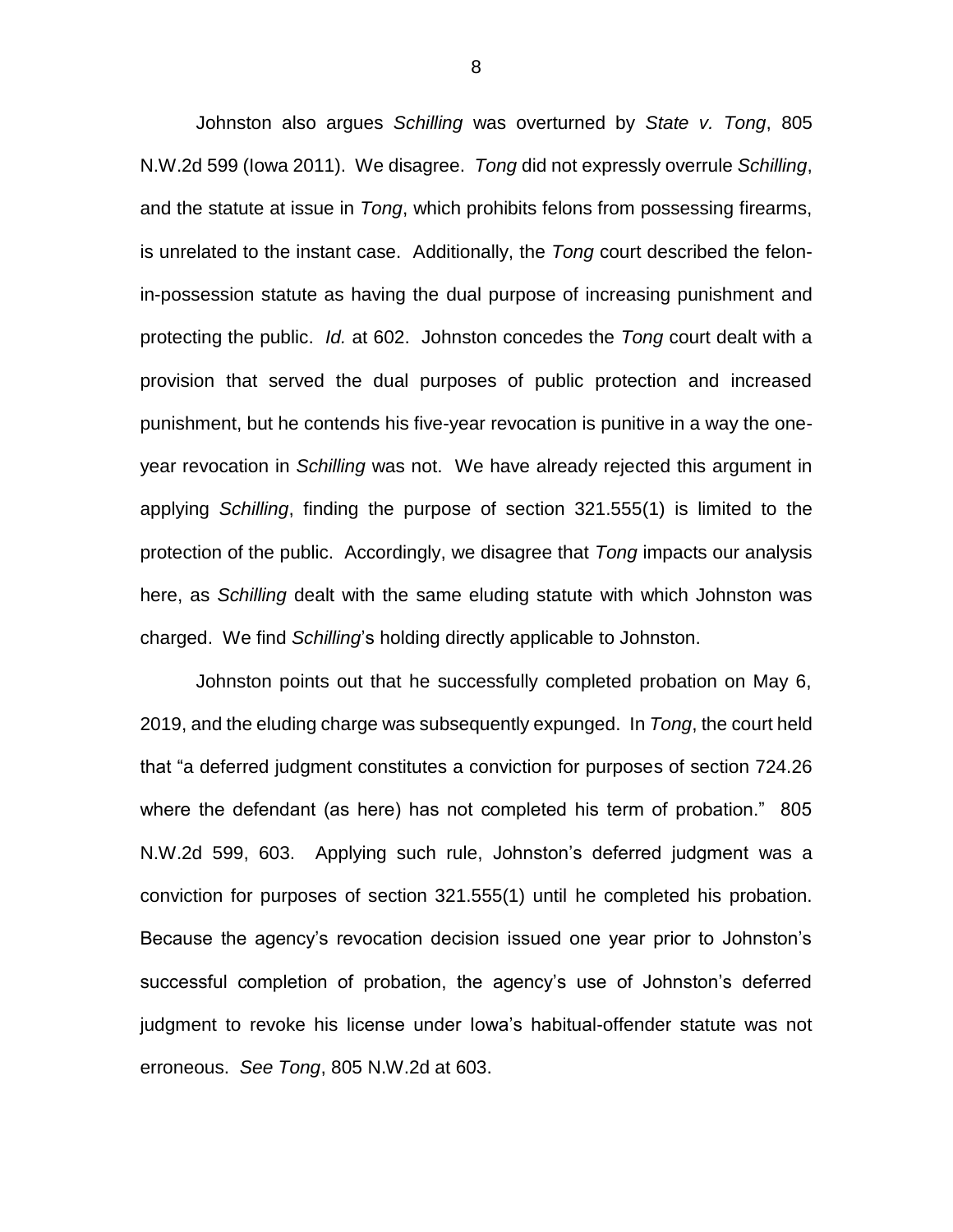Johnston also argues *Schilling* was overturned by *State v. Tong*, 805 N.W.2d 599 (Iowa 2011). We disagree. *Tong* did not expressly overrule *Schilling*, and the statute at issue in *Tong*, which prohibits felons from possessing firearms, is unrelated to the instant case. Additionally, the *Tong* court described the felon-in-possession statute as having the dual purpose of increasing punishment and protecting the public. *Id.* at 602. Johnston concedes the *Tong* court dealt with a provision that served the dual purposes of public protection and increased punishment, but he contends his five-year revocation is punitive in a way the one-year revocation in *Schilling* was not. We have already rejected this argument in applying *Schilling*, finding the purpose of section 321.555(1) is limited to the protection of the public. Accordingly, we disagree that *Tong* impacts our analysis here, as *Schilling* dealt with the same eluding statute with which Johnston was charged. We find *Schilling*'s holding directly applicable to Johnston.

Johnston points out that he successfully completed probation on May 6, 2019, and the eluding charge was subsequently expunged. In *Tong*, the court held that "a deferred judgment constitutes a conviction for purposes of section 724.26 where the defendant (as here) has not completed his term of probation." 805 N.W.2d 599, 603. Applying such rule, Johnston's deferred judgment was a conviction for purposes of section 321.555(1) until he completed his probation. Because the agency's revocation decision issued one year prior to Johnston's successful completion of probation, the agency's use of Johnston's deferred judgment to revoke his license under Iowa's habitual-offender statute was not erroneous. *See Tong*, 805 N.W.2d at 603.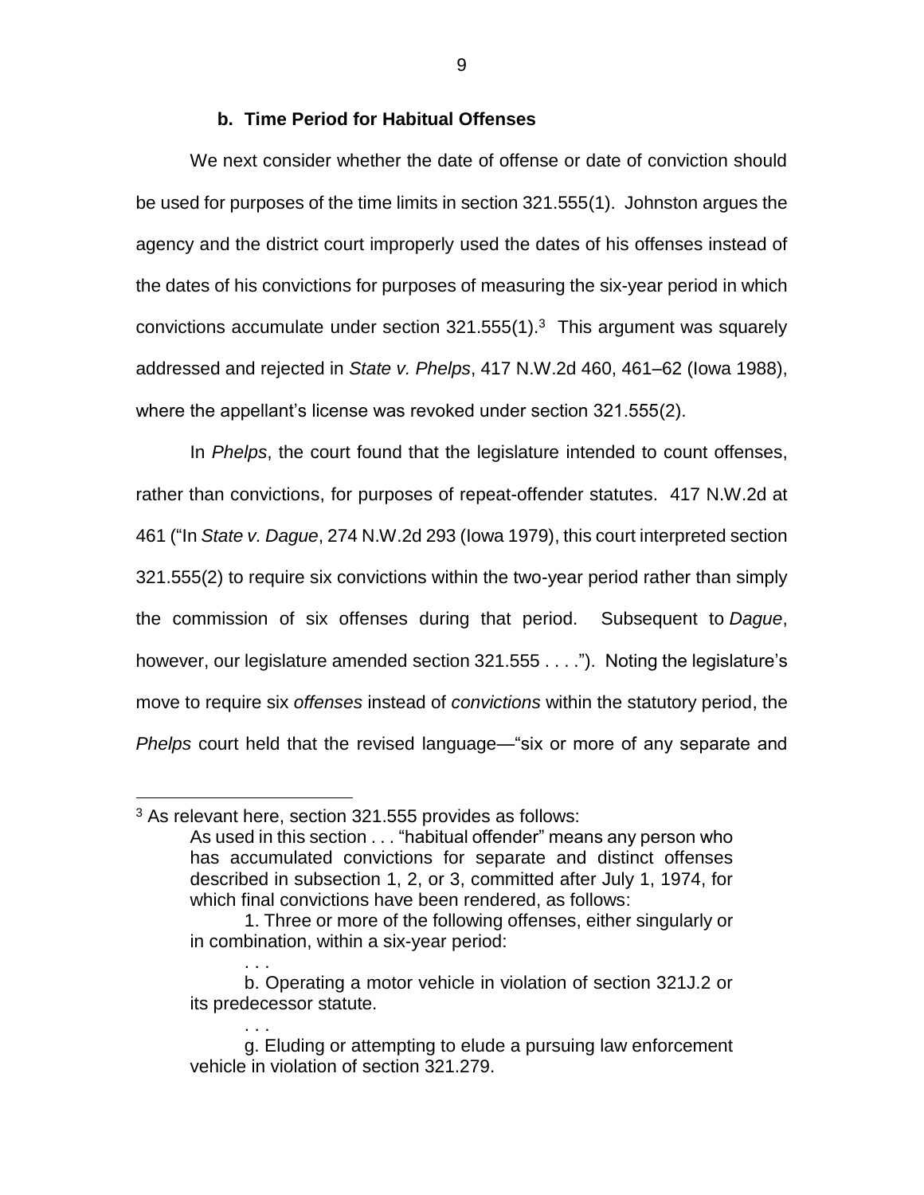### b. Time Period for Habitual Offenses

We next consider whether the date of offense or date of conviction should be used for purposes of the time limits in section 321.555(1). Johnston argues the agency and the district court improperly used the dates of his offenses instead of the dates of his convictions for purposes of measuring the six-year period in which convictions accumulate under section 321.555(1).[3] This argument was squarely addressed and rejected in *State v. Phelps*, 417 N.W.2d 460, 461–62 (Iowa 1988), where the appellant's license was revoked under section 321.555(2).

In *Phelps*, the court found that the legislature intended to count offenses, rather than convictions, for purposes of repeat-offender statutes. 417 N.W.2d at 461 ("In *State v. Dague*, 274 N.W.2d 293 (Iowa 1979), this court interpreted section 321.555(2) to require six convictions within the two-year period rather than simply the commission of six offenses during that period. Subsequent to *Dague*, however, our legislature amended section 321.555 . . . ."). Noting the legislature's move to require six *offenses* instead of *convictions* within the statutory period, the *Phelps* court held that the revised language—"six or more of any separate and

---

[3] As relevant here, section 321.555 provides as follows:

> As used in this section . . . "habitual offender" means any person who has accumulated convictions for separate and distinct offenses described in subsection 1, 2, or 3, committed after July 1, 1974, for which final convictions have been rendered, as follows:
>
> 1. Three or more of the following offenses, either singularly or in combination, within a six-year period:
>
> . . .
>
> b. Operating a motor vehicle in violation of section 321J.2 or its predecessor statute.
>
> . . .
>
> g. Eluding or attempting to elude a pursuing law enforcement vehicle in violation of section 321.279.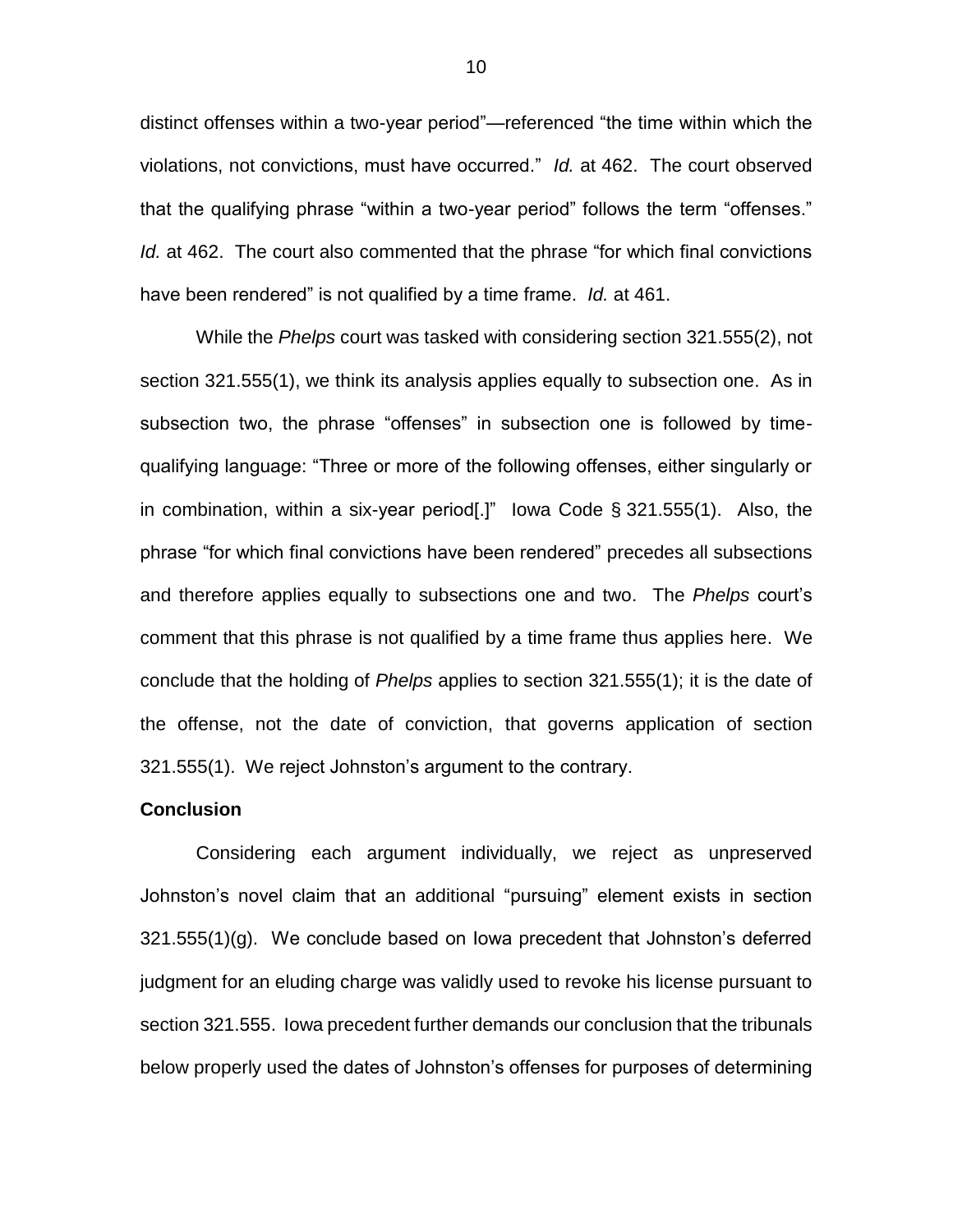distinct offenses within a two-year period"—referenced "the time within which the violations, not convictions, must have occurred." *Id.* at 462. The court observed that the qualifying phrase "within a two-year period" follows the term "offenses." *Id.* at 462. The court also commented that the phrase "for which final convictions have been rendered" is not qualified by a time frame. *Id.* at 461.

While the *Phelps* court was tasked with considering section 321.555(2), not section 321.555(1), we think its analysis applies equally to subsection one. As in subsection two, the phrase "offenses" in subsection one is followed by time-qualifying language: "Three or more of the following offenses, either singularly or in combination, within a six-year period[.]" Iowa Code § 321.555(1). Also, the phrase "for which final convictions have been rendered" precedes all subsections and therefore applies equally to subsections one and two. The *Phelps* court's comment that this phrase is not qualified by a time frame thus applies here. We conclude that the holding of *Phelps* applies to section 321.555(1); it is the date of the offense, not the date of conviction, that governs application of section 321.555(1). We reject Johnston's argument to the contrary.

**Conclusion**

Considering each argument individually, we reject as unpreserved Johnston's novel claim that an additional "pursuing" element exists in section 321.555(1)(g). We conclude based on Iowa precedent that Johnston's deferred judgment for an eluding charge was validly used to revoke his license pursuant to section 321.555. Iowa precedent further demands our conclusion that the tribunals below properly used the dates of Johnston's offenses for purposes of determining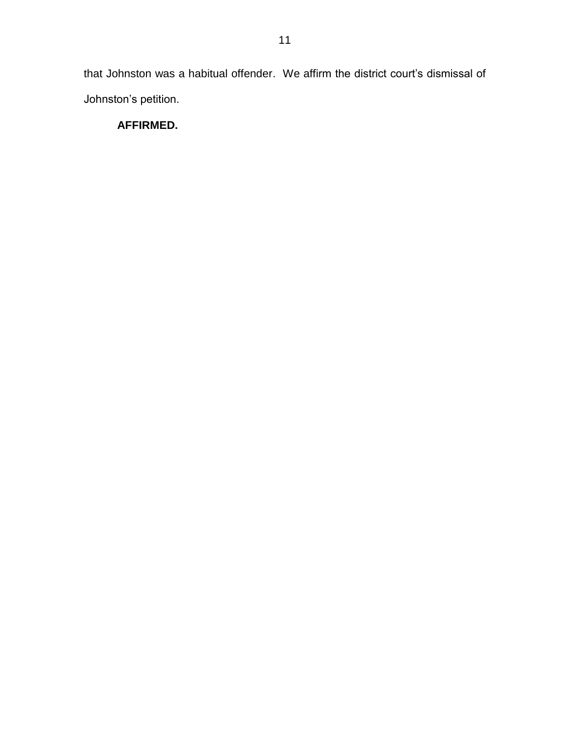that Johnston was a habitual offender. We affirm the district court's dismissal of Johnston's petition.

**AFFIRMED.**